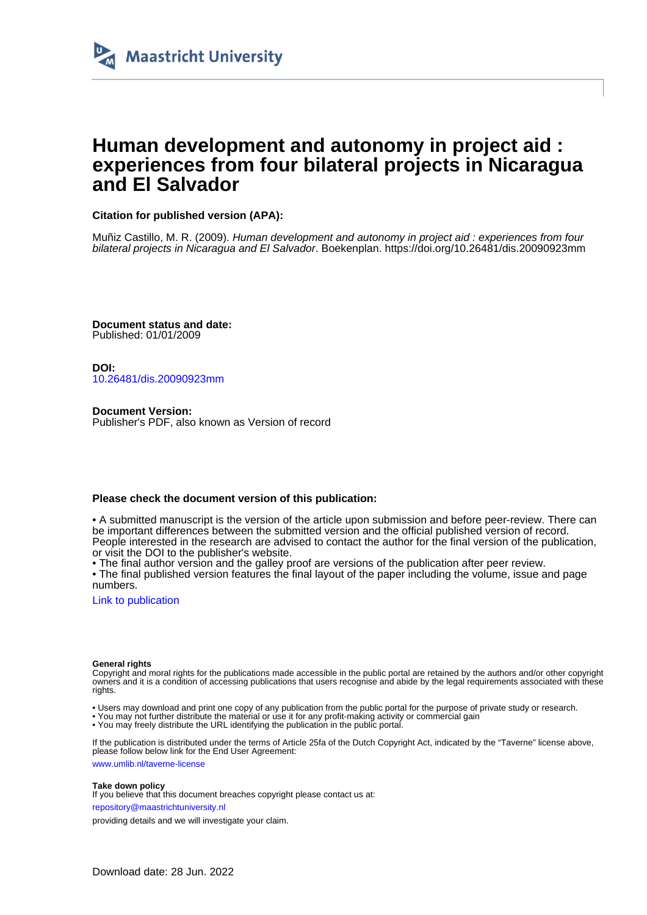Maastricht University

# Human development and autonomy in project aid : experiences from four bilateral projects in Nicaragua and El Salvador

**Citation for published version (APA):**

Muñiz Castillo, M. R. (2009). *Human development and autonomy in project aid : experiences from four bilateral projects in Nicaragua and El Salvador*. Boekenplan. https://doi.org/10.26481/dis.20090923mm

**Document status and date:**
Published: 01/01/2009

**DOI:**
10.26481/dis.20090923mm

**Document Version:**
Publisher's PDF, also known as Version of record

**Please check the document version of this publication:**

• A submitted manuscript is the version of the article upon submission and before peer-review. There can be important differences between the submitted version and the official published version of record. People interested in the research are advised to contact the author for the final version of the publication, or visit the DOI to the publisher's website.
• The final author version and the galley proof are versions of the publication after peer review.
• The final published version features the final layout of the paper including the volume, issue and page numbers.

Link to publication

**General rights**
Copyright and moral rights for the publications made accessible in the public portal are retained by the authors and/or other copyright owners and it is a condition of accessing publications that users recognise and abide by the legal requirements associated with these rights.

• Users may download and print one copy of any publication from the public portal for the purpose of private study or research.
• You may not further distribute the material or use it for any profit-making activity or commercial gain
• You may freely distribute the URL identifying the publication in the public portal.

If the publication is distributed under the terms of Article 25fa of the Dutch Copyright Act, indicated by the "Taverne" license above, please follow below link for the End User Agreement:

www.umlib.nl/taverne-license

**Take down policy**
If you believe that this document breaches copyright please contact us at:

repository@maastrichtuniversity.nl

providing details and we will investigate your claim.

Download date: 28 Jun. 2022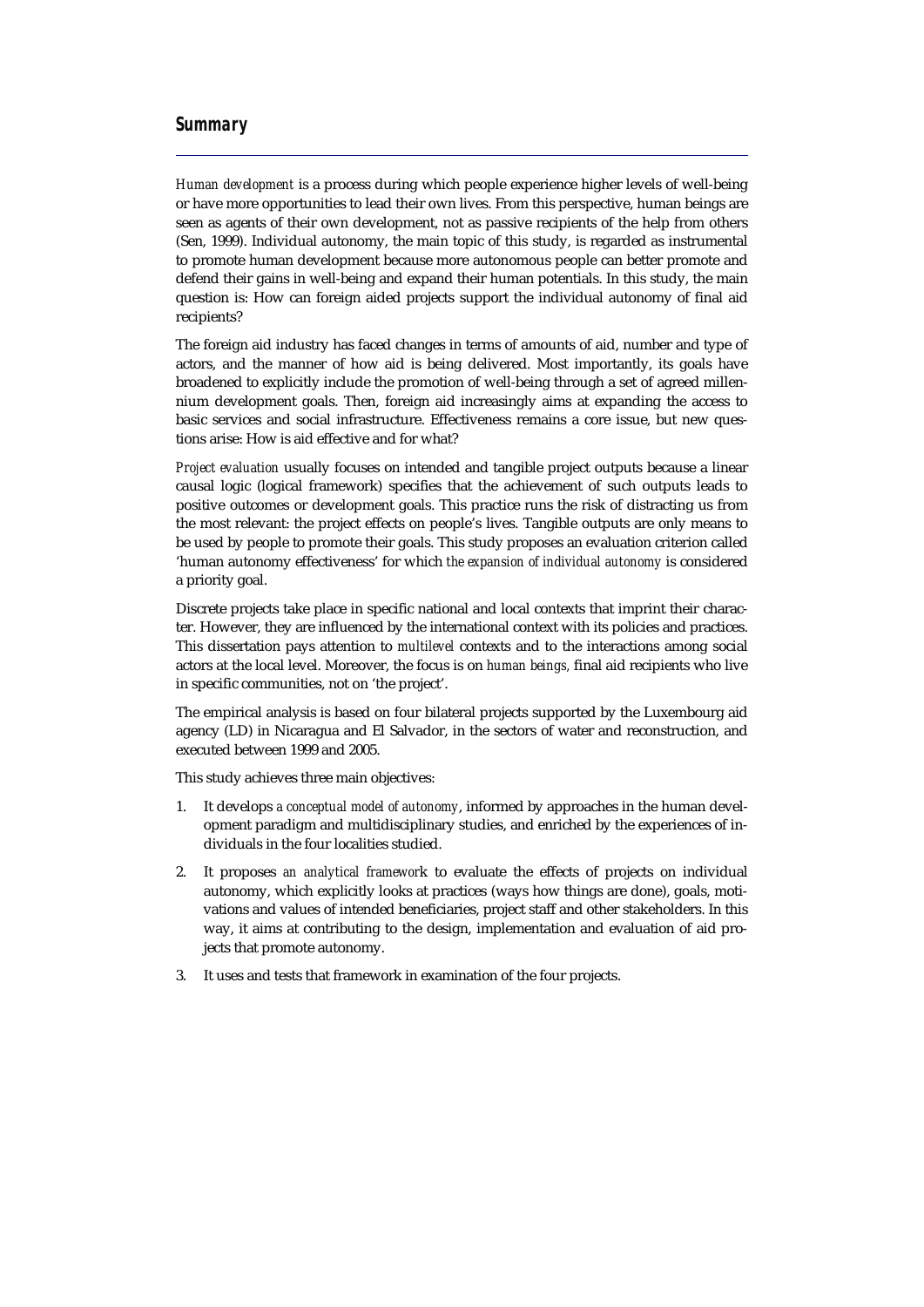# Summary

*Human development* is a process during which people experience higher levels of well-being or have more opportunities to lead their own lives. From this perspective, human beings are seen as agents of their own development, not as passive recipients of the help from others (Sen, 1999). Individual autonomy, the main topic of this study, is regarded as instrumental to promote human development because more autonomous people can better promote and defend their gains in well-being and expand their human potentials. In this study, the main question is: How can foreign aided projects support the individual autonomy of final aid recipients?

The foreign aid industry has faced changes in terms of amounts of aid, number and type of actors, and the manner of how aid is being delivered. Most importantly, its goals have broadened to explicitly include the promotion of well-being through a set of agreed millennium development goals. Then, foreign aid increasingly aims at expanding the access to basic services and social infrastructure. Effectiveness remains a core issue, but new questions arise: How is aid effective and for what?

*Project evaluation* usually focuses on intended and tangible project outputs because a linear causal logic (logical framework) specifies that the achievement of such outputs leads to positive outcomes or development goals. This practice runs the risk of distracting us from the most relevant: the project effects on people's lives. Tangible outputs are only means to be used by people to promote their goals. This study proposes an evaluation criterion called 'human autonomy effectiveness' for which *the expansion of individual autonomy* is considered a priority goal.

Discrete projects take place in specific national and local contexts that imprint their character. However, they are influenced by the international context with its policies and practices. This dissertation pays attention to *multilevel* contexts and to the interactions among social actors at the local level. Moreover, the focus is on *human beings,* final aid recipients who live in specific communities, not on 'the project'.

The empirical analysis is based on four bilateral projects supported by the Luxembourg aid agency (LD) in Nicaragua and El Salvador, in the sectors of water and reconstruction, and executed between 1999 and 2005.

This study achieves three main objectives:

1. It develops *a conceptual model of autonomy*, informed by approaches in the human development paradigm and multidisciplinary studies, and enriched by the experiences of individuals in the four localities studied.
2. It proposes *an analytical framework* to evaluate the effects of projects on individual autonomy, which explicitly looks at practices (ways how things are done), goals, motivations and values of intended beneficiaries, project staff and other stakeholders. In this way, it aims at contributing to the design, implementation and evaluation of aid projects that promote autonomy.
3. It uses and tests that framework in examination of the four projects.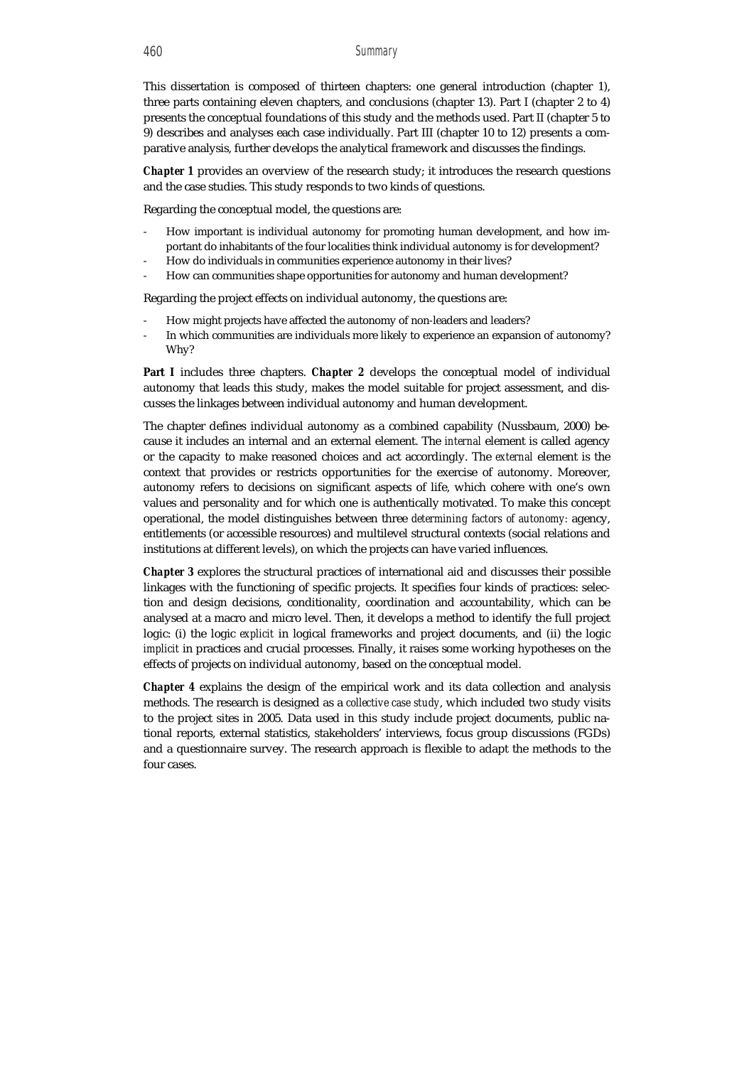This dissertation is composed of thirteen chapters: one general introduction (chapter 1), three parts containing eleven chapters, and conclusions (chapter 13). Part I (chapter 2 to 4) presents the conceptual foundations of this study and the methods used. Part II (chapter 5 to 9) describes and analyses each case individually. Part III (chapter 10 to 12) presents a comparative analysis, further develops the analytical framework and discusses the findings.

***Chapter 1*** provides an overview of the research study; it introduces the research questions and the case studies. This study responds to two kinds of questions.

Regarding the conceptual model, the questions are:

- How important is individual autonomy for promoting human development, and how important do inhabitants of the four localities think individual autonomy is for development?
- How do individuals in communities experience autonomy in their lives?
- How can communities shape opportunities for autonomy and human development?

Regarding the project effects on individual autonomy, the questions are:

- How might projects have affected the autonomy of non-leaders and leaders?
- In which communities are individuals more likely to experience an expansion of autonomy? Why?

***Part I*** includes three chapters. ***Chapter 2*** develops the conceptual model of individual autonomy that leads this study, makes the model suitable for project assessment, and discusses the linkages between individual autonomy and human development.

The chapter defines individual autonomy as a combined capability (Nussbaum, 2000) because it includes an internal and an external element. The *internal* element is called agency or the capacity to make reasoned choices and act accordingly. The *external* element is the context that provides or restricts opportunities for the exercise of autonomy. Moreover, autonomy refers to decisions on significant aspects of life, which cohere with one's own values and personality and for which one is authentically motivated. To make this concept operational, the model distinguishes between three *determining factors of autonomy*: agency, entitlements (or accessible resources) and multilevel structural contexts (social relations and institutions at different levels), on which the projects can have varied influences.

***Chapter 3*** explores the structural practices of international aid and discusses their possible linkages with the functioning of specific projects. It specifies four kinds of practices: selection and design decisions, conditionality, coordination and accountability, which can be analysed at a macro and micro level. Then, it develops a method to identify the full project logic: (i) the logic *explicit* in logical frameworks and project documents, and (ii) the logic *implicit* in practices and crucial processes. Finally, it raises some working hypotheses on the effects of projects on individual autonomy, based on the conceptual model.

***Chapter 4*** explains the design of the empirical work and its data collection and analysis methods. The research is designed as a *collective case study*, which included two study visits to the project sites in 2005. Data used in this study include project documents, public national reports, external statistics, stakeholders' interviews, focus group discussions (FGDs) and a questionnaire survey. The research approach is flexible to adapt the methods to the four cases.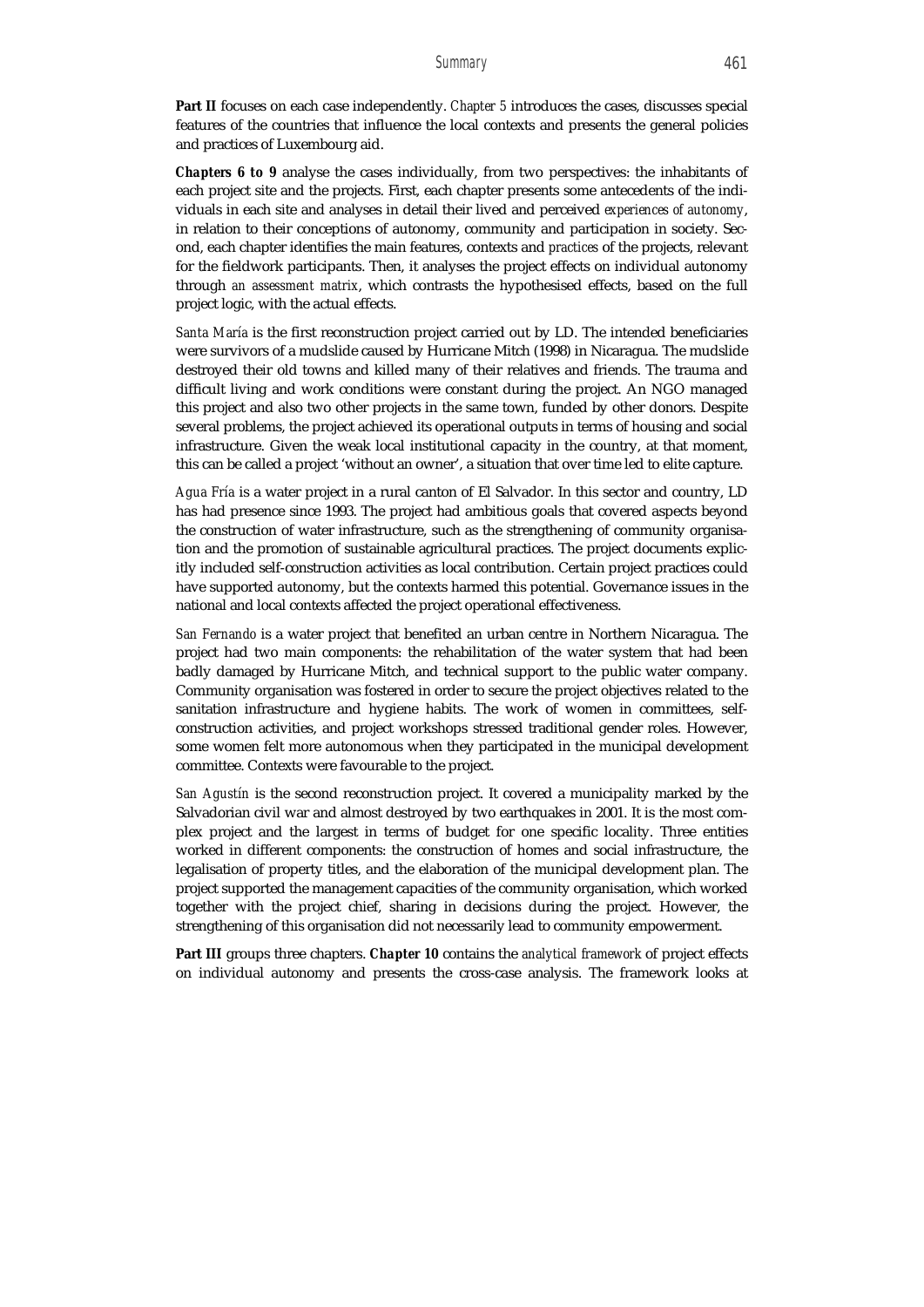**Part II** focuses on each case independently. *Chapter 5* introduces the cases, discusses special features of the countries that influence the local contexts and presents the general policies and practices of Luxembourg aid.

***Chapters 6 to 9*** analyse the cases individually, from two perspectives: the inhabitants of each project site and the projects. First, each chapter presents some antecedents of the individuals in each site and analyses in detail their lived and perceived *experiences of autonomy*, in relation to their conceptions of autonomy, community and participation in society. Second, each chapter identifies the main features, contexts and *practices* of the projects, relevant for the fieldwork participants. Then, it analyses the project effects on individual autonomy through *an assessment matrix*, which contrasts the hypothesised effects, based on the full project logic, with the actual effects.

*Santa María* is the first reconstruction project carried out by LD. The intended beneficiaries were survivors of a mudslide caused by Hurricane Mitch (1998) in Nicaragua. The mudslide destroyed their old towns and killed many of their relatives and friends. The trauma and difficult living and work conditions were constant during the project. An NGO managed this project and also two other projects in the same town, funded by other donors. Despite several problems, the project achieved its operational outputs in terms of housing and social infrastructure. Given the weak local institutional capacity in the country, at that moment, this can be called a project 'without an owner', a situation that over time led to elite capture.

*Agua Fría* is a water project in a rural canton of El Salvador. In this sector and country, LD has had presence since 1993. The project had ambitious goals that covered aspects beyond the construction of water infrastructure, such as the strengthening of community organisation and the promotion of sustainable agricultural practices. The project documents explicitly included self-construction activities as local contribution. Certain project practices could have supported autonomy, but the contexts harmed this potential. Governance issues in the national and local contexts affected the project operational effectiveness.

*San Fernando* is a water project that benefited an urban centre in Northern Nicaragua. The project had two main components: the rehabilitation of the water system that had been badly damaged by Hurricane Mitch, and technical support to the public water company. Community organisation was fostered in order to secure the project objectives related to the sanitation infrastructure and hygiene habits. The work of women in committees, self-construction activities, and project workshops stressed traditional gender roles. However, some women felt more autonomous when they participated in the municipal development committee. Contexts were favourable to the project.

*San Agustín* is the second reconstruction project. It covered a municipality marked by the Salvadorian civil war and almost destroyed by two earthquakes in 2001. It is the most complex project and the largest in terms of budget for one specific locality. Three entities worked in different components: the construction of homes and social infrastructure, the legalisation of property titles, and the elaboration of the municipal development plan. The project supported the management capacities of the community organisation, which worked together with the project chief, sharing in decisions during the project. However, the strengthening of this organisation did not necessarily lead to community empowerment.

**Part III** groups three chapters. ***Chapter 10*** contains the *analytical framework* of project effects on individual autonomy and presents the cross-case analysis. The framework looks at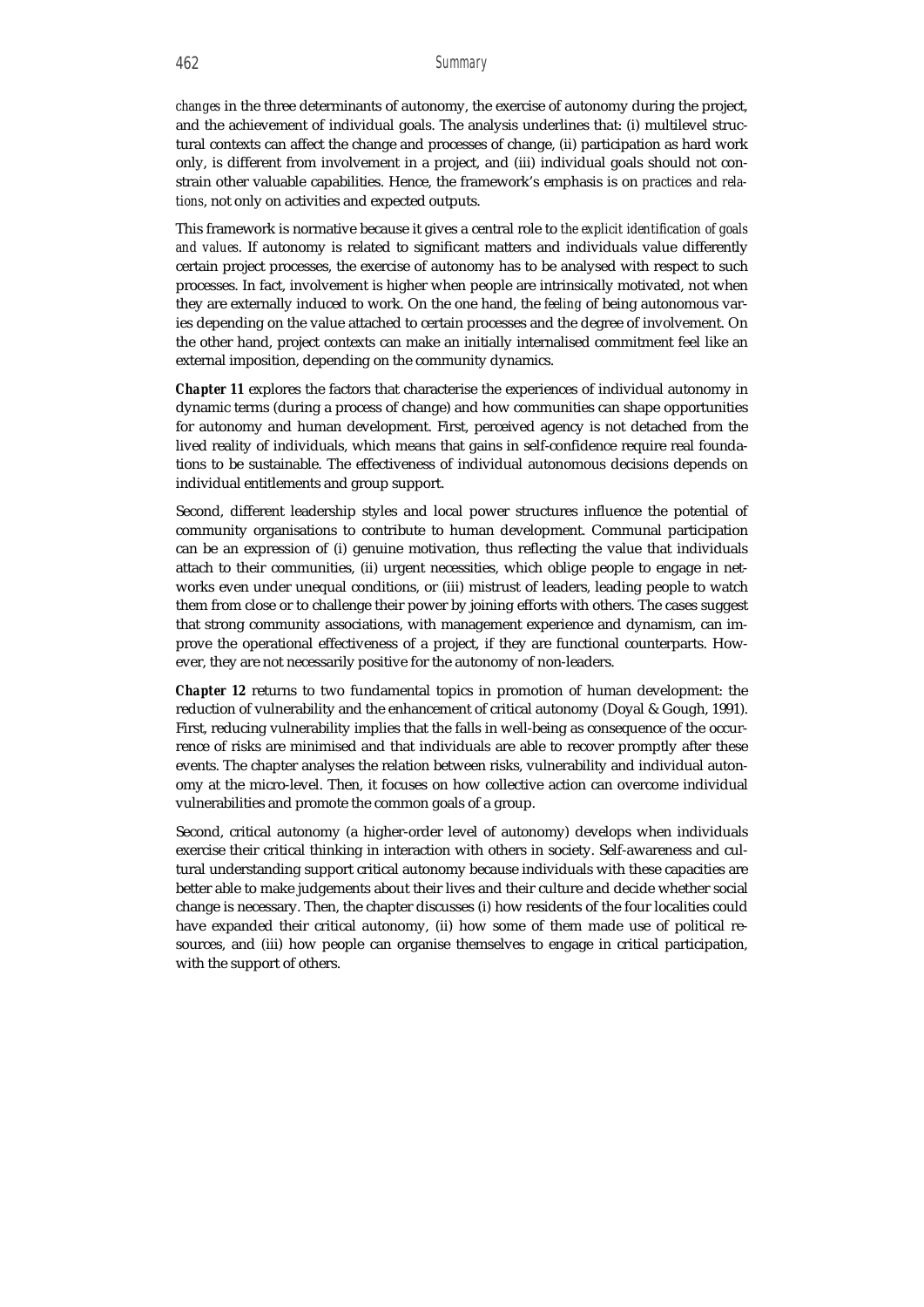*changes* in the three determinants of autonomy, the exercise of autonomy during the project, and the achievement of individual goals. The analysis underlines that: (i) multilevel structural contexts can affect the change and processes of change, (ii) participation as hard work only, is different from involvement in a project, and (iii) individual goals should not constrain other valuable capabilities. Hence, the framework's emphasis is on *practices and relations*, not only on activities and expected outputs.

This framework is normative because it gives a central role to *the explicit identification of goals and values*. If autonomy is related to significant matters and individuals value differently certain project processes, the exercise of autonomy has to be analysed with respect to such processes. In fact, involvement is higher when people are intrinsically motivated, not when they are externally induced to work. On the one hand, the *feeling* of being autonomous varies depending on the value attached to certain processes and the degree of involvement. On the other hand, project contexts can make an initially internalised commitment feel like an external imposition, depending on the community dynamics.

**Chapter 11** explores the factors that characterise the experiences of individual autonomy in dynamic terms (during a process of change) and how communities can shape opportunities for autonomy and human development. First, perceived agency is not detached from the lived reality of individuals, which means that gains in self-confidence require real foundations to be sustainable. The effectiveness of individual autonomous decisions depends on individual entitlements and group support.

Second, different leadership styles and local power structures influence the potential of community organisations to contribute to human development. Communal participation can be an expression of (i) genuine motivation, thus reflecting the value that individuals attach to their communities, (ii) urgent necessities, which oblige people to engage in networks even under unequal conditions, or (iii) mistrust of leaders, leading people to watch them from close or to challenge their power by joining efforts with others. The cases suggest that strong community associations, with management experience and dynamism, can improve the operational effectiveness of a project, if they are functional counterparts. However, they are not necessarily positive for the autonomy of non-leaders.

**Chapter 12** returns to two fundamental topics in promotion of human development: the reduction of vulnerability and the enhancement of critical autonomy (Doyal & Gough, 1991). First, reducing vulnerability implies that the falls in well-being as consequence of the occurrence of risks are minimised and that individuals are able to recover promptly after these events. The chapter analyses the relation between risks, vulnerability and individual autonomy at the micro-level. Then, it focuses on how collective action can overcome individual vulnerabilities and promote the common goals of a group.

Second, critical autonomy (a higher-order level of autonomy) develops when individuals exercise their critical thinking in interaction with others in society. Self-awareness and cultural understanding support critical autonomy because individuals with these capacities are better able to make judgements about their lives and their culture and decide whether social change is necessary. Then, the chapter discusses (i) how residents of the four localities could have expanded their critical autonomy, (ii) how some of them made use of political resources, and (iii) how people can organise themselves to engage in critical participation, with the support of others.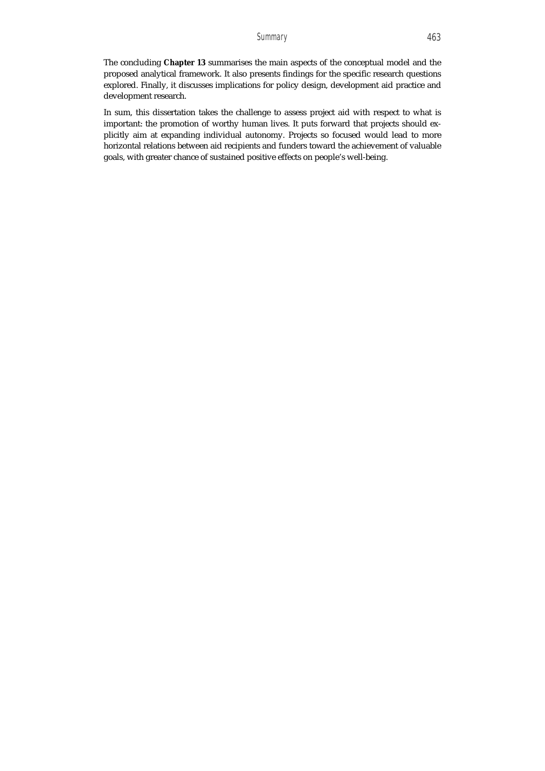The concluding **Chapter 13** summarises the main aspects of the conceptual model and the proposed analytical framework. It also presents findings for the specific research questions explored. Finally, it discusses implications for policy design, development aid practice and development research.

In sum, this dissertation takes the challenge to assess project aid with respect to what is important: the promotion of worthy human lives. It puts forward that projects should explicitly aim at expanding individual autonomy. Projects so focused would lead to more horizontal relations between aid recipients and funders toward the achievement of valuable goals, with greater chance of sustained positive effects on people's well-being.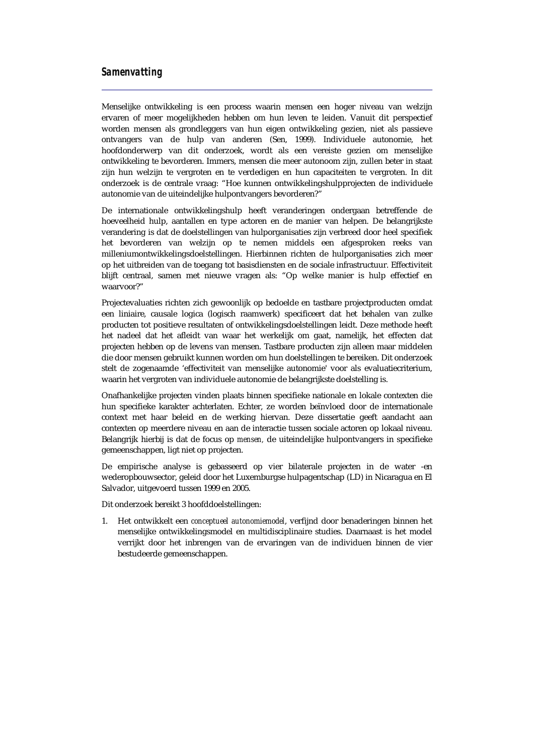## *Samenvatting*

Menselijke ontwikkeling is een process waarin mensen een hoger niveau van welzijn ervaren of meer mogelijkheden hebben om hun leven te leiden. Vanuit dit perspectief worden mensen als grondleggers van hun eigen ontwikkeling gezien, niet als passieve ontvangers van de hulp van anderen (Sen, 1999). Individuele autonomie, het hoofdonderwerp van dit onderzoek, wordt als een vereiste gezien om menselijke ontwikkeling te bevorderen. Immers, mensen die meer autonoom zijn, zullen beter in staat zijn hun welzijn te vergroten en te verdedigen en hun capaciteiten te vergroten. In dit onderzoek is de centrale vraag: "Hoe kunnen ontwikkelingshulpprojecten de individuele autonomie van de uiteindelijke hulpontvangers bevorderen?"

De internationale ontwikkelingshulp heeft veranderingen ondergaan betreffende de hoeveelheid hulp, aantallen en type actoren en de manier van helpen. De belangrijkste verandering is dat de doelstellingen van hulporganisaties zijn verbreed door heel specifiek het bevorderen van welzijn op te nemen middels een afgesproken reeks van milleniumontwikkelingsdoelstellingen. Hierbinnen richten de hulporganisaties zich meer op het uitbreiden van de toegang tot basisdiensten en de sociale infrastructuur. Effectiviteit blijft centraal, samen met nieuwe vragen als: "Op welke manier is hulp effectief en waarvoor?"

Projectevaluaties richten zich gewoonlijk op bedoelde en tastbare projectproducten omdat een liniaire, causale logica (logisch raamwerk) specificeert dat het behalen van zulke producten tot positieve resultaten of ontwikkelingsdoelstellingen leidt. Deze methode heeft het nadeel dat het afleidt van waar het werkelijk om gaat, namelijk, het effecten dat projecten hebben op de levens van mensen. Tastbare producten zijn alleen maar middelen die door mensen gebruikt kunnen worden om hun doelstellingen te bereiken. Dit onderzoek stelt de zogenaamde 'effectiviteit van menselijke autonomie' voor als evaluatiecriterium, waarin het vergroten van individuele autonomie de belangrijkste doelstelling is.

Onafhankelijke projecten vinden plaats binnen specifieke nationale en lokale contexten die hun specifieke karakter achterlaten. Echter, ze worden beïnvloed door de internationale context met haar beleid en de werking hiervan. Deze dissertatie geeft aandacht aan contexten op meerdere niveau en aan de interactie tussen sociale actoren op lokaal niveau. Belangrijk hierbij is dat de focus op *mensen*, de uiteindelijke hulpontvangers in specifieke gemeenschappen, ligt niet op projecten.

De empirische analyse is gebasseerd op vier bilaterale projecten in de water -en wederopbouwsector, geleid door het Luxemburgse hulpagentschap (LD) in Nicaragua en El Salvador, uitgevoerd tussen 1999 en 2005.

Dit onderzoek bereikt 3 hoofddoelstellingen:

1. Het ontwikkelt een *conceptueel autonomiemodel*, verfijnd door benaderingen binnen het menselijke ontwikkelingsmodel en multidisciplinaire studies. Daarnaast is het model verrijkt door het inbrengen van de ervaringen van de individuen binnen de vier bestudeerde gemeenschappen.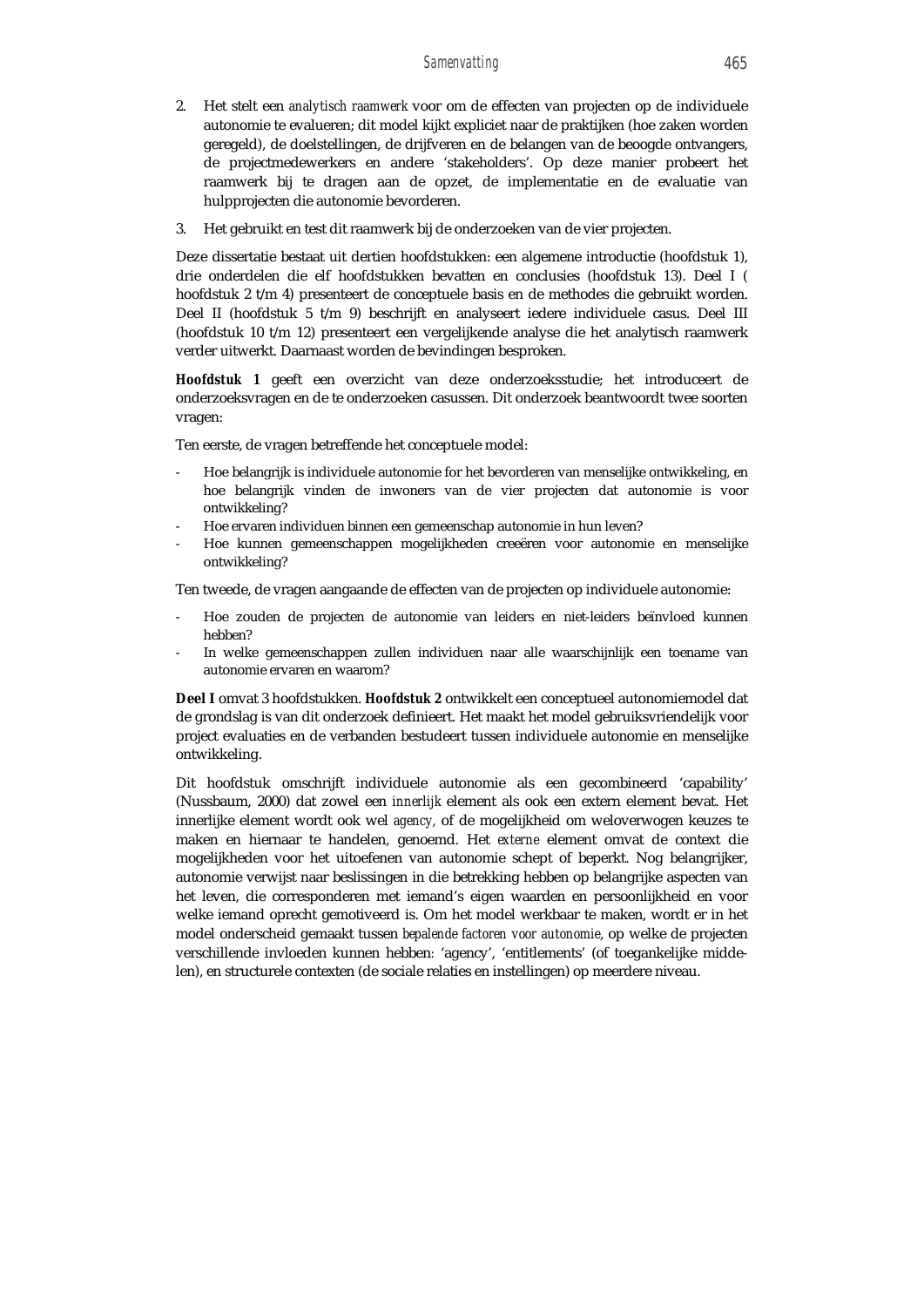2. Het stelt een *analytisch raamwerk* voor om de effecten van projecten op de individuele autonomie te evalueren; dit model kijkt expliciet naar de praktijken (hoe zaken worden geregeld), de doelstellingen, de drijfveren en de belangen van de beoogde ontvangers, de projectmedewerkers en andere 'stakeholders'. Op deze manier probeert het raamwerk bij te dragen aan de opzet, de implementatie en de evaluatie van hulpprojecten die autonomie bevorderen.

3. Het gebruikt en test dit raamwerk bij de onderzoeken van de vier projecten.

Deze dissertatie bestaat uit dertien hoofdstukken: een algemene introductie (hoofdstuk 1), drie onderdelen die elf hoofdstukken bevatten en conclusies (hoofdstuk 13). Deel I ( hoofdstuk 2 t/m 4) presenteert de conceptuele basis en de methodes die gebruikt worden. Deel II (hoofdstuk 5 t/m 9) beschrijft en analyseert iedere individuele casus. Deel III (hoofdstuk 10 t/m 12) presenteert een vergelijkende analyse die het analytisch raamwerk verder uitwerkt. Daarnaast worden de bevindingen besproken.

**Hoofdstuk 1** geeft een overzicht van deze onderzoeksstudie; het introduceert de onderzoeksvragen en de te onderzoeken casussen. Dit onderzoek beantwoordt twee soorten vragen:

Ten eerste, de vragen betreffende het conceptuele model:

- Hoe belangrijk is individuele autonomie for het bevorderen van menselijke ontwikkeling, en hoe belangrijk vinden de inwoners van de vier projecten dat autonomie is voor ontwikkeling?
- Hoe ervaren individuen binnen een gemeenschap autonomie in hun leven?
- Hoe kunnen gemeenschappen mogelijkheden creeëren voor autonomie en menselijke ontwikkeling?

Ten tweede, de vragen aangaande de effecten van de projecten op individuele autonomie:

- Hoe zouden de projecten de autonomie van leiders en niet-leiders beïnvloed kunnen hebben?
- In welke gemeenschappen zullen individuen naar alle waarschijnlijk een toename van autonomie ervaren en waarom?

**Deel I** omvat 3 hoofdstukken. **Hoofdstuk 2** ontwikkelt een conceptueel autonomiemodel dat de grondslag is van dit onderzoek definieert. Het maakt het model gebruiksvriendelijk voor project evaluaties en de verbanden bestudeert tussen individuele autonomie en menselijke ontwikkeling.

Dit hoofdstuk omschrijft individuele autonomie als een gecombineerd 'capability' (Nussbaum, 2000) dat zowel een *innerlijk* element als ook een extern element bevat. Het innerlijke element wordt ook wel *agency*, of de mogelijkheid om weloverwogen keuzes te maken en hiernaar te handelen, genoemd. Het *externe* element omvat de context die mogelijkheden voor het uitoefenen van autonomie schept of beperkt. Nog belangrijker, autonomie verwijst naar beslissingen in die betrekking hebben op belangrijke aspecten van het leven, die corresponderen met iemand's eigen waarden en persoonlijkheid en voor welke iemand oprecht gemotiveerd is. Om het model werkbaar te maken, wordt er in het model onderscheid gemaakt tussen *bepalende factoren voor autonomie*, op welke de projecten verschillende invloeden kunnen hebben: 'agency', 'entitlements' (of toegankelijke middelen), en structurele contexten (de sociale relaties en instellingen) op meerdere niveau.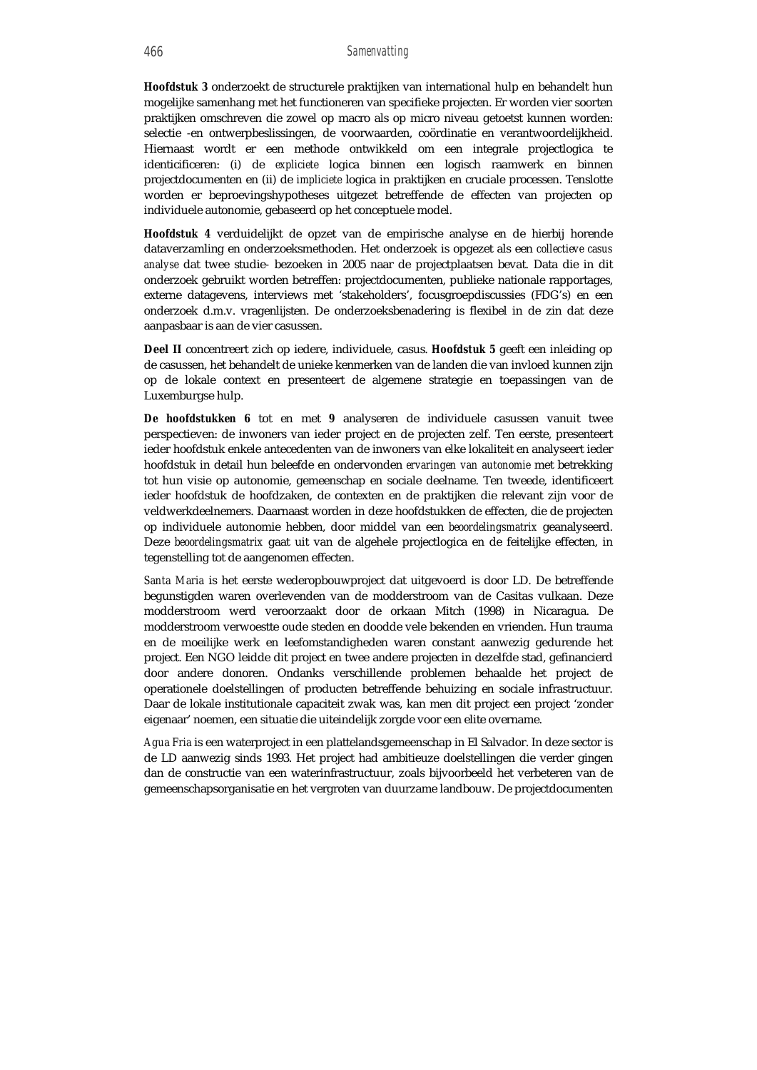**Hoofdstuk 3** onderzoekt de structurele praktijken van international hulp en behandelt hun mogelijke samenhang met het functioneren van specifieke projecten. Er worden vier soorten praktijken omschreven die zowel op macro als op micro niveau getoetst kunnen worden: selectie -en ontwerpbeslissingen, de voorwaarden, coördinatie en verantwoordelijkheid. Hiernaast wordt er een methode ontwikkeld om een integrale projectlogica te identicificeren: (i) de *expliciete* logica binnen een logisch raamwerk en binnen projectdocumenten en (ii) de *impliciete* logica in praktijken en cruciale processen. Tenslotte worden er beproevingshypotheses uitgezet betreffende de effecten van projecten op individuele autonomie, gebaseerd op het conceptuele model.

**Hoofdstuk 4** verduidelijkt de opzet van de empirische analyse en de hierbij horende dataverzamling en onderzoeksmethoden. Het onderzoek is opgezet als een *collectieve casus analyse* dat twee studie- bezoeken in 2005 naar de projectplaatsen bevat. Data die in dit onderzoek gebruikt worden betreffen: projectdocumenten, publieke nationale rapportages, externe datagevens, interviews met 'stakeholders', focusgroepdiscussies (FDG's) en een onderzoek d.m.v. vragenlijsten. De onderzoeksbenadering is flexibel in de zin dat deze aanpasbaar is aan de vier casussen.

**Deel II** concentreert zich op iedere, individuele, casus. **Hoofdstuk 5** geeft een inleiding op de casussen, het behandelt de unieke kenmerken van de landen die van invloed kunnen zijn op de lokale context en presenteert de algemene strategie en toepassingen van de Luxemburgse hulp.

**De hoofdstukken 6** tot en met **9** analyseren de individuele casussen vanuit twee perspectieven: de inwoners van ieder project en de projecten zelf. Ten eerste, presenteert ieder hoofdstuk enkele antecedenten van de inwoners van elke lokaliteit en analyseert ieder hoofdstuk in detail hun beleefde en ondervonden *ervaringen van autonomie* met betrekking tot hun visie op autonomie, gemeenschap en sociale deelname. Ten tweede, identificeert ieder hoofdstuk de hoofdzaken, de contexten en de praktijken die relevant zijn voor de veldwerkdeelnemers. Daarnaast worden in deze hoofdstukken de effecten, die de projecten op individuele autonomie hebben, door middel van een *beoordelingsmatrix* geanalyseerd. Deze *beoordelingsmatrix* gaat uit van de algehele projectlogica en de feitelijke effecten, in tegenstelling tot de aangenomen effecten.

*Santa Maria* is het eerste wederopbouwproject dat uitgevoerd is door LD. De betreffende begunstigden waren overlevenden van de modderstroom van de Casitas vulkaan. Deze modderstroom werd veroorzaakt door de orkaan Mitch (1998) in Nicaragua. De modderstroom verwoestte oude steden en doodde vele bekenden en vrienden. Hun trauma en de moeilijke werk en leefomstandigheden waren constant aanwezig gedurende het project. Een NGO leidde dit project en twee andere projecten in dezelfde stad, gefinancierd door andere donoren. Ondanks verschillende problemen behaalde het project de operationele doelstellingen of producten betreffende behuizing en sociale infrastructuur. Daar de lokale institutionale capaciteit zwak was, kan men dit project een project 'zonder eigenaar' noemen, een situatie die uiteindelijk zorgde voor een elite overname.

*Agua Fria* is een waterproject in een plattelandsgemeenschap in El Salvador. In deze sector is de LD aanwezig sinds 1993. Het project had ambitieuze doelstellingen die verder gingen dan de constructie van een waterinfrastructuur, zoals bijvoorbeeld het verbeteren van de gemeenschapsorganisatie en het vergroten van duurzame landbouw. De projectdocumenten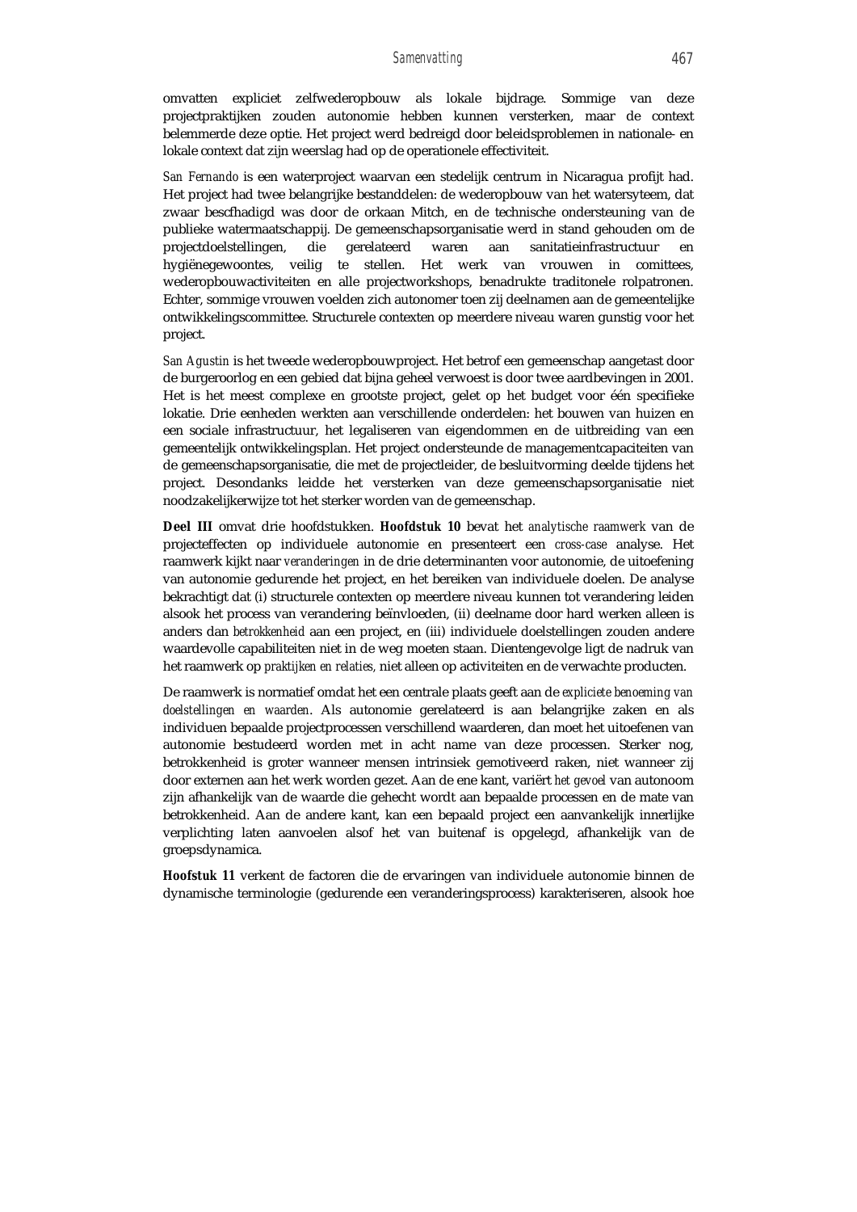omvatten expliciet zelfwederopbouw als lokale bijdrage. Sommige van deze projectpraktijken zouden autonomie hebben kunnen versterken, maar de context belemmerde deze optie. Het project werd bedreigd door beleidsproblemen in nationale- en lokale context dat zijn weerslag had op de operationele effectiviteit.

*San Fernando* is een waterproject waarvan een stedelijk centrum in Nicaragua profijt had. Het project had twee belangrijke bestanddelen: de wederopbouw van het watersyteem, dat zwaar bescfhadigd was door de orkaan Mitch, en de technische ondersteuning van de publieke watermaatschappij. De gemeenschapsorganisatie werd in stand gehouden om de projectdoelstellingen, die gerelateerd waren aan sanitatieinfrastructuur en hygiënegewoontes, veilig te stellen. Het werk van vrouwen in comittees, wederopbouwactiviteiten en alle projectworkshops, benadrukte traditonele rolpatronen. Echter, sommige vrouwen voelden zich autonomer toen zij deelnamen aan de gemeentelijke ontwikkelingscommittee. Structurele contexten op meerdere niveau waren gunstig voor het project.

*San Agustin* is het tweede wederopbouwproject. Het betrof een gemeenschap aangetast door de burgeroorlog en een gebied dat bijna geheel verwoest is door twee aardbevingen in 2001. Het is het meest complexe en grootste project, gelet op het budget voor één specifieke lokatie. Drie eenheden werkten aan verschillende onderdelen: het bouwen van huizen en een sociale infrastructuur, het legaliseren van eigendommen en de uitbreiding van een gemeentelijk ontwikkelingsplan. Het project ondersteunde de managementcapaciteiten van de gemeenschapsorganisatie, die met de projectleider, de besluitvorming deelde tijdens het project. Desondanks leidde het versterken van deze gemeenschapsorganisatie niet noodzakelijkerwijze tot het sterker worden van de gemeenschap.

**Deel III** omvat drie hoofdstukken. **Hoofdstuk 10** bevat het *analytische raamwerk* van de projecteffecten op individuele autonomie en presenteert een *cross-case* analyse. Het raamwerk kijkt naar *veranderingen* in de drie determinanten voor autonomie, de uitoefening van autonomie gedurende het project, en het bereiken van individuele doelen. De analyse bekrachtigt dat (i) structurele contexten op meerdere niveau kunnen tot verandering leiden alsook het process van verandering beïnvloeden, (ii) deelname door hard werken alleen is anders dan *betrokkenheid* aan een project, en (iii) individuele doelstellingen zouden andere waardevolle capabiliteiten niet in de weg moeten staan. Dientengevolge ligt de nadruk van het raamwerk op *praktijken en relaties*, niet alleen op activiteiten en de verwachte producten.

De raamwerk is normatief omdat het een centrale plaats geeft aan de *expliciete benoeming van doelstellingen en waarden*. Als autonomie gerelateerd is aan belangrijke zaken en als individuen bepaalde projectprocessen verschillend waarderen, dan moet het uitoefenen van autonomie bestudeerd worden met in acht name van deze processen. Sterker nog, betrokkenheid is groter wanneer mensen intrinsiek gemotiveerd raken, niet wanneer zij door externen aan het werk worden gezet. Aan de ene kant, variërt *het gevoel* van autonoom zijn afhankelijk van de waarde die gehecht wordt aan bepaalde processen en de mate van betrokkenheid. Aan de andere kant, kan een bepaald project een aanvankelijk innerlijke verplichting laten aanvoelen alsof het van buitenaf is opgelegd, afhankelijk van de groepsdynamica.

**Hoofdstuk 11** verkent de factoren die de ervaringen van individuele autonomie binnen de dynamische terminologie (gedurende een veranderingsprocess) karakteriseren, alsook hoe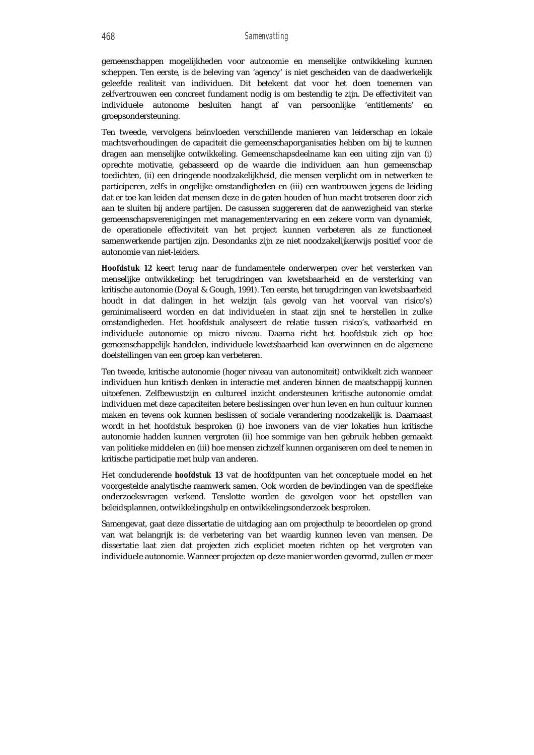gemeenschappen mogelijkheden voor autonomie en menselijke ontwikkeling kunnen scheppen. Ten eerste, is de beleving van 'agency' is niet gescheiden van de daadwerkelijk geleefde realiteit van individuen. Dit betekent dat voor het doen toenemen van zelfvertrouwen een concreet fundament nodig is om bestendig te zijn. De effectiviteit van individuele autonome besluiten hangt af van persoonlijke 'entitlements' en groepsondersteuning.

Ten tweede, vervolgens beïnvloeden verschillende manieren van leiderschap en lokale machtsverhoudingen de capaciteit die gemeenschaporganisaties hebben om bij te kunnen dragen aan menselijke ontwikkeling. Gemeenschapsdeelname kan een uiting zijn van (i) oprechte motivatie, gebasseerd op de waarde die individuen aan hun gemeenschap toedichten, (ii) een dringende noodzakelijkheid, die mensen verplicht om in netwerken te participeren, zelfs in ongelijke omstandigheden en (iii) een wantrouwen jegens de leiding dat er toe kan leiden dat mensen deze in de gaten houden of hun macht trotseren door zich aan te sluiten bij andere partijen. De casussen suggereren dat de aanwezigheid van sterke gemeenschapsverenigingen met managementervaring en een zekere vorm van dynamiek, de operationele effectiviteit van het project kunnen verbeteren als ze functioneel samenwerkende partijen zijn. Desondanks zijn ze niet noodzakelijkerwijs positief voor de autonomie van niet-leiders.

**Hoofdstuk 12** keert terug naar de fundamentele onderwerpen over het versterken van menselijke ontwikkeling: het terugdringen van kwetsbaarheid en de versterking van kritische autonomie (Doyal & Gough, 1991). Ten eerste, het terugdringen van kwetsbaarheid houdt in dat dalingen in het welzijn (als gevolg van het voorval van risico's) geminimaliseerd worden en dat individuelen in staat zijn snel te herstellen in zulke omstandigheden. Het hoofdstuk analyseert de relatie tussen risico's, vatbaarheid en individuele autonomie op micro niveau. Daarna richt het hoofdstuk zich op hoe gemeenschappelijk handelen, individuele kwetsbaarheid kan overwinnen en de algemene doelstellingen van een groep kan verbeteren.

Ten tweede, kritische autonomie (hoger niveau van autonomiteit) ontwikkelt zich wanneer individuen hun kritisch denken in interactie met anderen binnen de maatschappij kunnen uitoefenen. Zelfbewustzijn en cultureel inzicht ondersteunen kritische autonomie omdat individuen met deze capaciteiten betere beslissingen over hun leven en hun cultuur kunnen maken en tevens ook kunnen beslissen of sociale verandering noodzakelijk is. Daarnaast wordt in het hoofdstuk besproken (i) hoe inwoners van de vier lokaties hun kritische autonomie hadden kunnen vergroten (ii) hoe sommige van hen gebruik hebben gemaakt van politieke middelen en (iii) hoe mensen zichzelf kunnen organiseren om deel te nemen in kritische participatie met hulp van anderen.

Het concluderende **hoofdstuk 13** vat de hoofdpunten van het conceptuele model en het voorgestelde analytische raamwerk samen. Ook worden de bevindingen van de specifieke onderzoeksvragen verkend. Tenslotte worden de gevolgen voor het opstellen van beleidsplannen, ontwikkelingshulp en ontwikkelingsonderzoek besproken.

Samengevat, gaat deze dissertatie de uitdaging aan om projecthulp te beoordelen op grond van wat belangrijk is: de verbetering van het waardig kunnen leven van mensen. De dissertatie laat zien dat projecten zich expliciet moeten richten op het vergroten van individuele autonomie. Wanneer projecten op deze manier worden gevormd, zullen er meer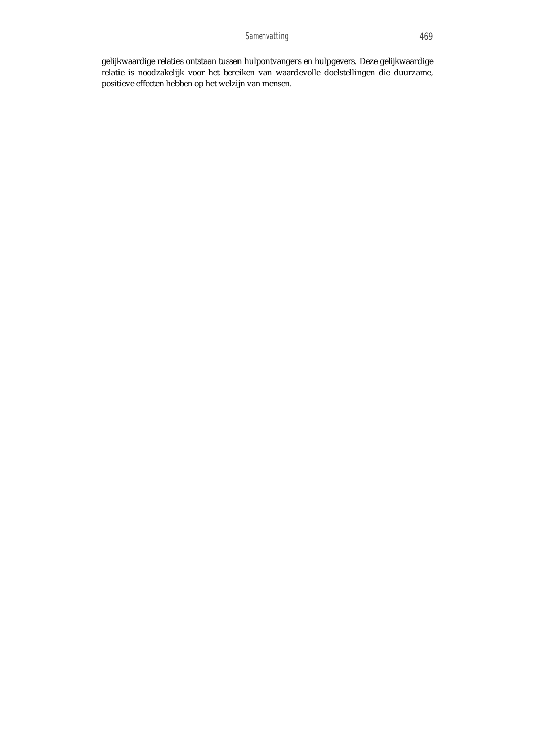gelijkwaardige relaties ontstaan tussen hulpontvangers en hulpgevers. Deze gelijkwaardige relatie is noodzakelijk voor het bereiken van waardevolle doelstellingen die duurzame, positieve effecten hebben op het welzijn van mensen.